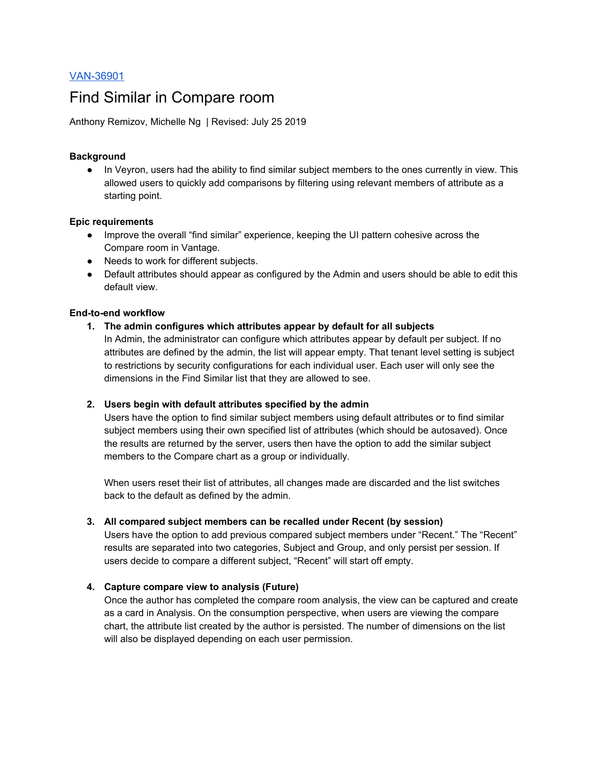[VAN-36901](VAN-36901)

# Find Similar in Compare room

Anthony Remizov, Michelle Ng | Revised: July 25 2019

**Background**

- In Veyron, users had the ability to find similar subject members to the ones currently in view. This allowed users to quickly add comparisons by filtering using relevant members of attribute as a starting point.

**Epic requirements**

- Improve the overall "find similar" experience, keeping the UI pattern cohesive across the Compare room in Vantage.
- Needs to work for different subjects.
- Default attributes should appear as configured by the Admin and users should be able to edit this default view.

**End-to-end workflow**

1. **The admin configures which attributes appear by default for all subjects**
   In Admin, the administrator can configure which attributes appear by default per subject. If no attributes are defined by the admin, the list will appear empty. That tenant level setting is subject to restrictions by security configurations for each individual user. Each user will only see the dimensions in the Find Similar list that they are allowed to see.

2. **Users begin with default attributes specified by the admin**
   Users have the option to find similar subject members using default attributes or to find similar subject members using their own specified list of attributes (which should be autosaved). Once the results are returned by the server, users then have the option to add the similar subject members to the Compare chart as a group or individually.

   When users reset their list of attributes, all changes made are discarded and the list switches back to the default as defined by the admin.

3. **All compared subject members can be recalled under Recent (by session)**
   Users have the option to add previous compared subject members under "Recent." The "Recent" results are separated into two categories, Subject and Group, and only persist per session. If users decide to compare a different subject, "Recent" will start off empty.

4. **Capture compare view to analysis (Future)**
   Once the author has completed the compare room analysis, the view can be captured and create as a card in Analysis. On the consumption perspective, when users are viewing the compare chart, the attribute list created by the author is persisted. The number of dimensions on the list will also be displayed depending on each user permission.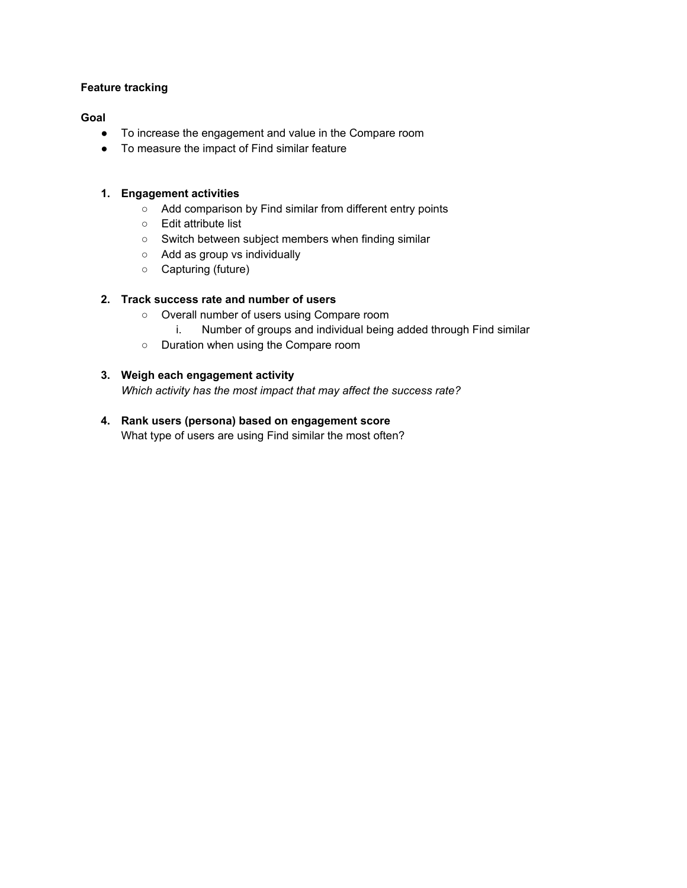**Feature tracking**

**Goal**

- To increase the engagement and value in the Compare room
- To measure the impact of Find similar feature

1. **Engagement activities**
   - Add comparison by Find similar from different entry points
   - Edit attribute list
   - Switch between subject members when finding similar
   - Add as group vs individually
   - Capturing (future)

2. **Track success rate and number of users**
   - Overall number of users using Compare room
     1. Number of groups and individual being added through Find similar
   - Duration when using the Compare room

3. **Weigh each engagement activity**
   *Which activity has the most impact that may affect the success rate?*

4. **Rank users (persona) based on engagement score**
   What type of users are using Find similar the most often?